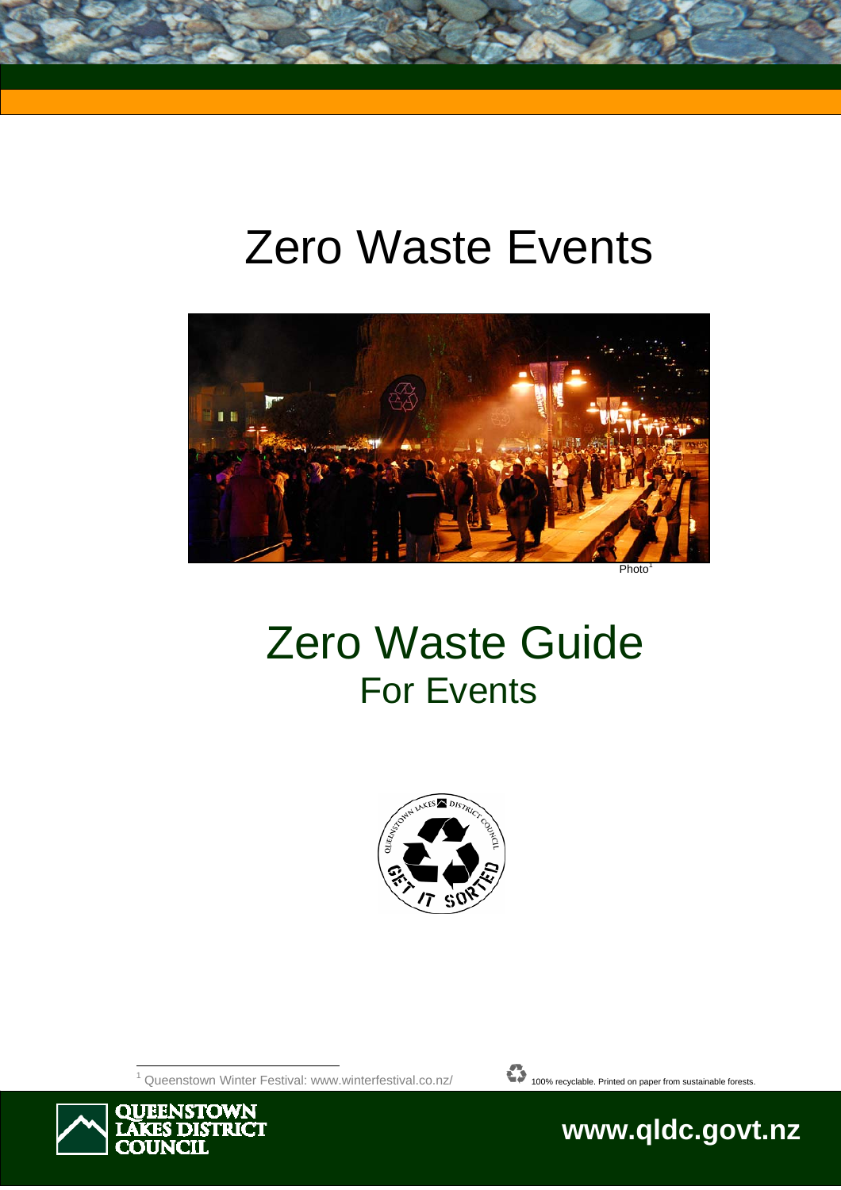# Zero Waste Events

Photo[1]

## Zero Waste Guide

### For Events

[1] Queenstown Winter Festival: www.winterfestival.co.nz/

100% recyclable. Printed on paper from sustainable forests.

QUEENSTOWN LAKES DISTRICT COUNCIL

www.qldc.govt.nz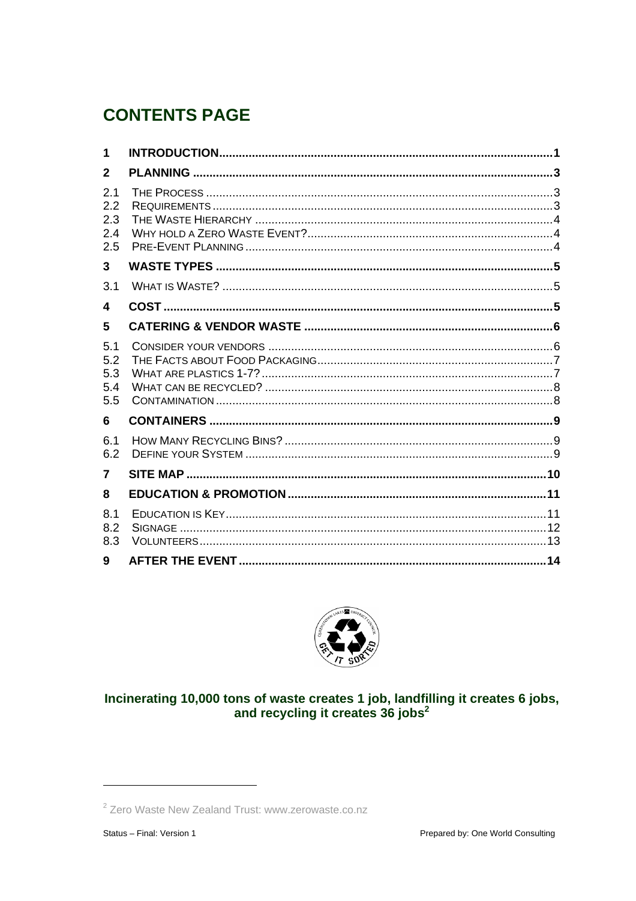# CONTENTS PAGE

| | | |
|---|---|---|
| **1** | **INTRODUCTION** | **1** |
| **2** | **PLANNING** | **3** |
| 2.1 | THE PROCESS | 3 |
| 2.2 | REQUIREMENTS | 3 |
| 2.3 | THE WASTE HIERARCHY | 4 |
| 2.4 | WHY HOLD A ZERO WASTE EVENT? | 4 |
| 2.5 | PRE-EVENT PLANNING | 4 |
| **3** | **WASTE TYPES** | **5** |
| 3.1 | WHAT IS WASTE? | 5 |
| **4** | **COST** | **5** |
| **5** | **CATERING & VENDOR WASTE** | **6** |
| 5.1 | CONSIDER YOUR VENDORS | 6 |
| 5.2 | THE FACTS ABOUT FOOD PACKAGING | 7 |
| 5.3 | WHAT ARE PLASTICS 1-7? | 7 |
| 5.4 | WHAT CAN BE RECYCLED? | 8 |
| 5.5 | CONTAMINATION | 8 |
| **6** | **CONTAINERS** | **9** |
| 6.1 | HOW MANY RECYCLING BINS? | 9 |
| 6.2 | DEFINE YOUR SYSTEM | 9 |
| **7** | **SITE MAP** | **10** |
| **8** | **EDUCATION & PROMOTION** | **11** |
| 8.1 | EDUCATION IS KEY | 11 |
| 8.2 | SIGNAGE | 12 |
| 8.3 | VOLUNTEERS | 13 |
| **9** | **AFTER THE EVENT** | **14** |

**Incinerating 10,000 tons of waste creates 1 job, landfilling it creates 6 jobs, and recycling it creates 36 jobs[2]**

[2] Zero Waste New Zealand Trust: www.zerowaste.co.nz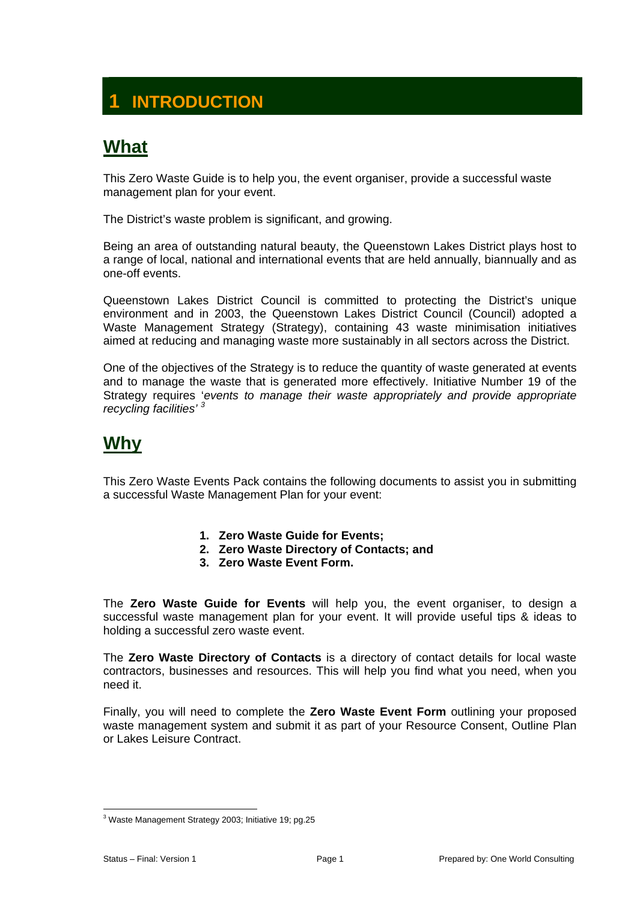# 1 INTRODUCTION

## What

This Zero Waste Guide is to help you, the event organiser, provide a successful waste management plan for your event.

The District's waste problem is significant, and growing.

Being an area of outstanding natural beauty, the Queenstown Lakes District plays host to a range of local, national and international events that are held annually, biannually and as one-off events.

Queenstown Lakes District Council is committed to protecting the District's unique environment and in 2003, the Queenstown Lakes District Council (Council) adopted a Waste Management Strategy (Strategy), containing 43 waste minimisation initiatives aimed at reducing and managing waste more sustainably in all sectors across the District.

One of the objectives of the Strategy is to reduce the quantity of waste generated at events and to manage the waste that is generated more effectively. Initiative Number 19 of the Strategy requires '*events to manage their waste appropriately and provide appropriate recycling facilities'* [3]

## Why

This Zero Waste Events Pack contains the following documents to assist you in submitting a successful Waste Management Plan for your event:

1. **Zero Waste Guide for Events;**
2. **Zero Waste Directory of Contacts; and**
3. **Zero Waste Event Form.**

The **Zero Waste Guide for Events** will help you, the event organiser, to design a successful waste management plan for your event. It will provide useful tips & ideas to holding a successful zero waste event.

The **Zero Waste Directory of Contacts** is a directory of contact details for local waste contractors, businesses and resources. This will help you find what you need, when you need it.

Finally, you will need to complete the **Zero Waste Event Form** outlining your proposed waste management system and submit it as part of your Resource Consent, Outline Plan or Lakes Leisure Contract.

---

[3] Waste Management Strategy 2003; Initiative 19; pg.25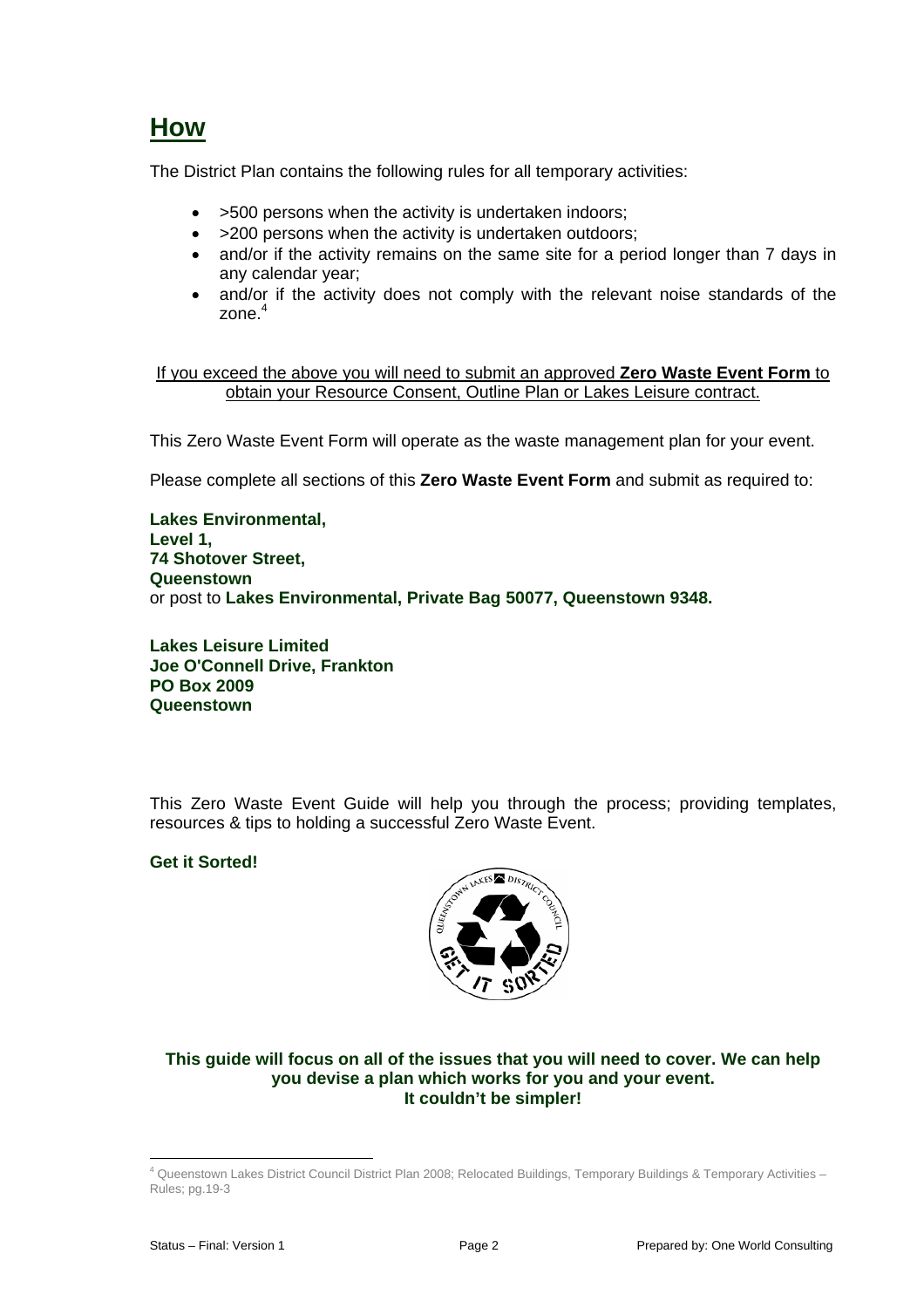# How

The District Plan contains the following rules for all temporary activities:

- >500 persons when the activity is undertaken indoors;
- >200 persons when the activity is undertaken outdoors;
- and/or if the activity remains on the same site for a period longer than 7 days in any calendar year;
- and/or if the activity does not comply with the relevant noise standards of the zone.[4]

If you exceed the above you will need to submit an approved **Zero Waste Event Form** to obtain your Resource Consent, Outline Plan or Lakes Leisure contract.

This Zero Waste Event Form will operate as the waste management plan for your event.

Please complete all sections of this **Zero Waste Event Form** and submit as required to:

**Lakes Environmental,**
**Level 1,**
**74 Shotover Street,**
**Queenstown**
or post to **Lakes Environmental, Private Bag 50077, Queenstown 9348.**

**Lakes Leisure Limited**
**Joe O'Connell Drive, Frankton**
**PO Box 2009**
**Queenstown**

This Zero Waste Event Guide will help you through the process; providing templates, resources & tips to holding a successful Zero Waste Event.

**Get it Sorted!**

**This guide will focus on all of the issues that you will need to cover. We can help you devise a plan which works for you and your event.**
**It couldn't be simpler!**

---

[4] Queenstown Lakes District Council District Plan 2008; Relocated Buildings, Temporary Buildings & Temporary Activities – Rules; pg.19-3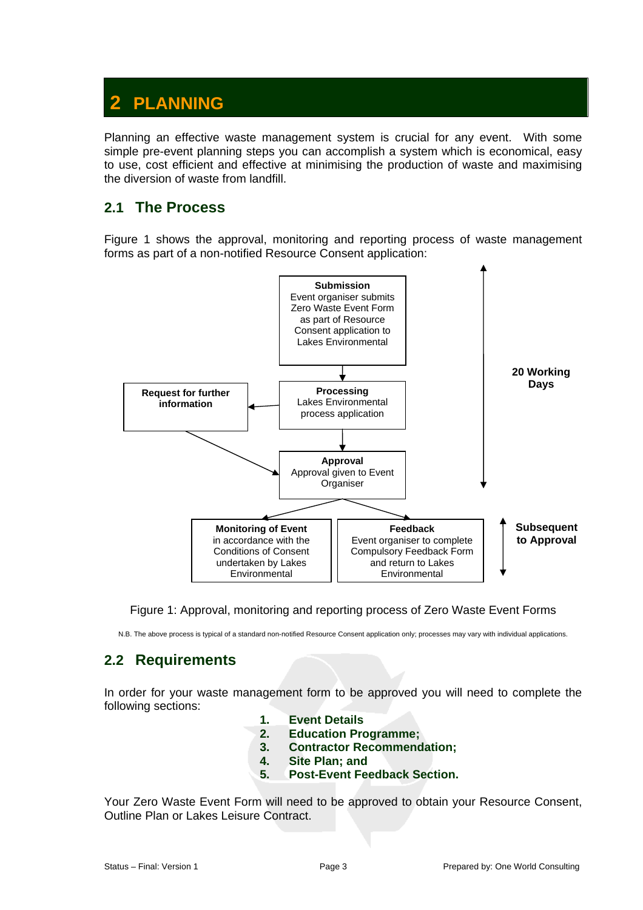# 2 PLANNING

Planning an effective waste management system is crucial for any event. With some simple pre-event planning steps you can accomplish a system which is economical, easy to use, cost efficient and effective at minimising the production of waste and maximising the diversion of waste from landfill.

## 2.1 The Process

Figure 1 shows the approval, monitoring and reporting process of waste management forms as part of a non-notified Resource Consent application:

**Submission**
Event organiser submits Zero Waste Event Form as part of Resource Consent application to Lakes Environmental

**Processing**
Lakes Environmental process application

**Request for further information**

**Approval**
Approval given to Event Organiser

**20 Working Days**

**Monitoring of Event**
in accordance with the Conditions of Consent undertaken by Lakes Environmental

**Feedback**
Event organiser to complete Compulsory Feedback Form and return to Lakes Environmental

**Subsequent to Approval**

Figure 1: Approval, monitoring and reporting process of Zero Waste Event Forms

N.B. The above process is typical of a standard non-notified Resource Consent application only; processes may vary with individual applications.

## 2.2 Requirements

In order for your waste management form to be approved you will need to complete the following sections:

1. **Event Details**
2. **Education Programme;**
3. **Contractor Recommendation;**
4. **Site Plan; and**
5. **Post-Event Feedback Section.**

Your Zero Waste Event Form will need to be approved to obtain your Resource Consent, Outline Plan or Lakes Leisure Contract.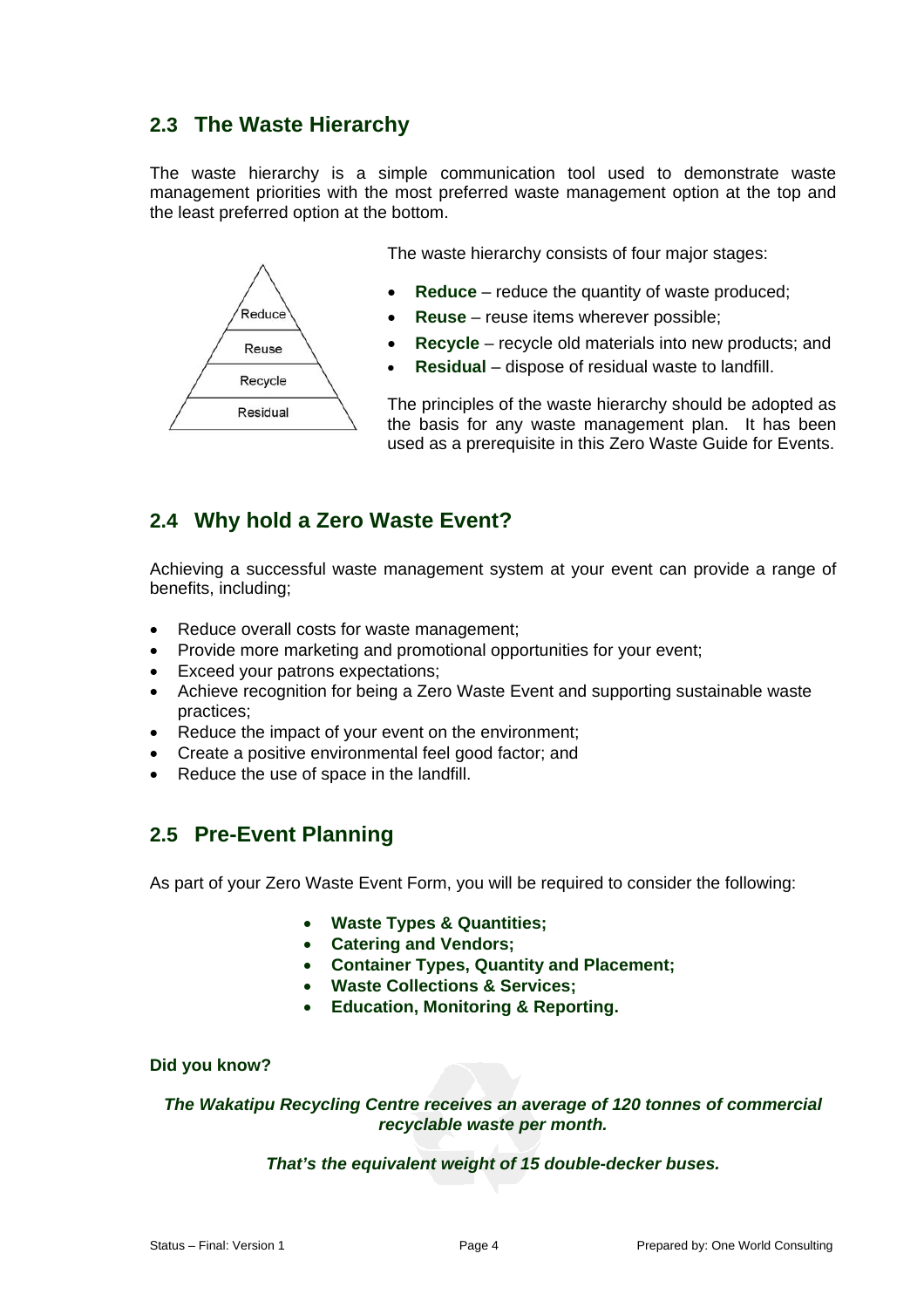## 2.3 The Waste Hierarchy

The waste hierarchy is a simple communication tool used to demonstrate waste management priorities with the most preferred waste management option at the top and the least preferred option at the bottom.

Reduce
Reuse
Recycle
Residual

The waste hierarchy consists of four major stages:

- **Reduce** – reduce the quantity of waste produced;
- **Reuse** – reuse items wherever possible;
- **Recycle** – recycle old materials into new products; and
- **Residual** – dispose of residual waste to landfill.

The principles of the waste hierarchy should be adopted as the basis for any waste management plan. It has been used as a prerequisite in this Zero Waste Guide for Events.

## 2.4 Why hold a Zero Waste Event?

Achieving a successful waste management system at your event can provide a range of benefits, including;

- Reduce overall costs for waste management;
- Provide more marketing and promotional opportunities for your event;
- Exceed your patrons expectations;
- Achieve recognition for being a Zero Waste Event and supporting sustainable waste practices;
- Reduce the impact of your event on the environment;
- Create a positive environmental feel good factor; and
- Reduce the use of space in the landfill.

## 2.5 Pre-Event Planning

As part of your Zero Waste Event Form, you will be required to consider the following:

- **Waste Types & Quantities;**
- **Catering and Vendors;**
- **Container Types, Quantity and Placement;**
- **Waste Collections & Services;**
- **Education, Monitoring & Reporting.**

**Did you know?**

***The Wakatipu Recycling Centre receives an average of 120 tonnes of commercial recyclable waste per month.***

***That's the equivalent weight of 15 double-decker buses.***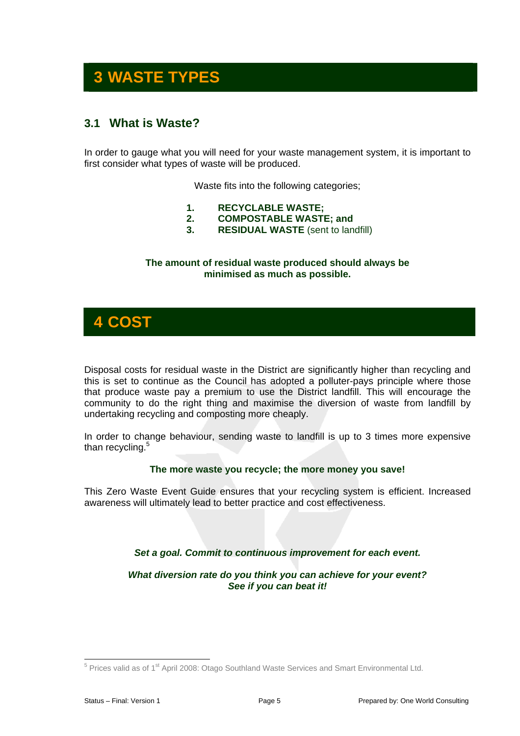# 3 WASTE TYPES

## 3.1 What is Waste?

In order to gauge what you will need for your waste management system, it is important to first consider what types of waste will be produced.

Waste fits into the following categories;

1. **RECYCLABLE WASTE;**
2. **COMPOSTABLE WASTE; and**
3. **RESIDUAL WASTE** (sent to landfill)

**The amount of residual waste produced should always be minimised as much as possible.**

# 4 COST

Disposal costs for residual waste in the District are significantly higher than recycling and this is set to continue as the Council has adopted a polluter-pays principle where those that produce waste pay a premium to use the District landfill. This will encourage the community to do the right thing and maximise the diversion of waste from landfill by undertaking recycling and composting more cheaply.

In order to change behaviour, sending waste to landfill is up to 3 times more expensive than recycling.[5]

**The more waste you recycle; the more money you save!**

This Zero Waste Event Guide ensures that your recycling system is efficient. Increased awareness will ultimately lead to better practice and cost effectiveness.

***Set a goal. Commit to continuous improvement for each event.***

***What diversion rate do you think you can achieve for your event? See if you can beat it!***

---

[5] Prices valid as of 1st April 2008: Otago Southland Waste Services and Smart Environmental Ltd.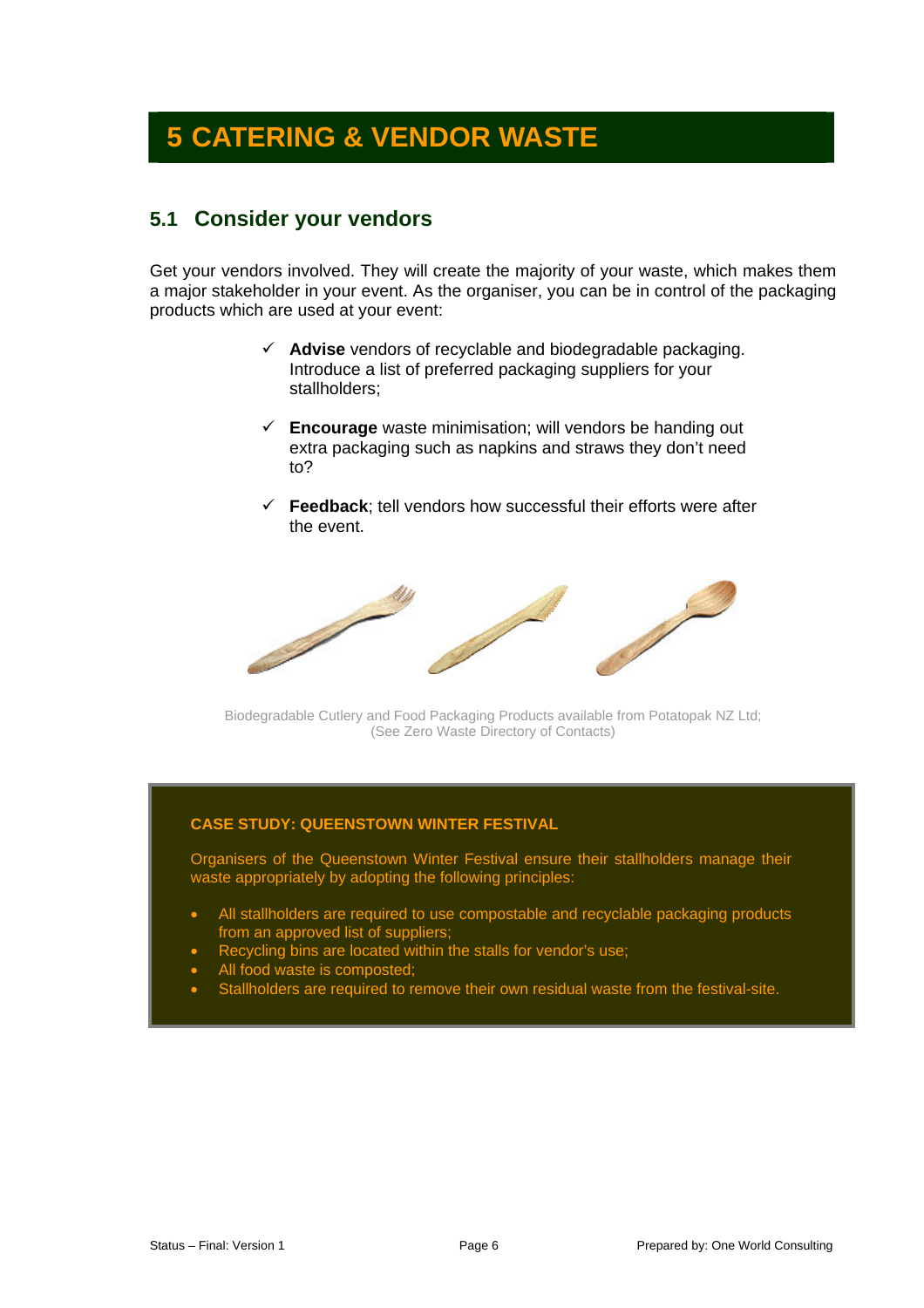# 5 CATERING & VENDOR WASTE

## 5.1 Consider your vendors

Get your vendors involved. They will create the majority of your waste, which makes them a major stakeholder in your event. As the organiser, you can be in control of the packaging products which are used at your event:

- ✓ **Advise** vendors of recyclable and biodegradable packaging. Introduce a list of preferred packaging suppliers for your stallholders;
- ✓ **Encourage** waste minimisation; will vendors be handing out extra packaging such as napkins and straws they don't need to?
- ✓ **Feedback**; tell vendors how successful their efforts were after the event.

Biodegradable Cutlery and Food Packaging Products available from Potatopak NZ Ltd; (See Zero Waste Directory of Contacts)

**CASE STUDY: QUEENSTOWN WINTER FESTIVAL**

Organisers of the Queenstown Winter Festival ensure their stallholders manage their waste appropriately by adopting the following principles:

- All stallholders are required to use compostable and recyclable packaging products from an approved list of suppliers;
- Recycling bins are located within the stalls for vendor's use;
- All food waste is composted;
- Stallholders are required to remove their own residual waste from the festival-site.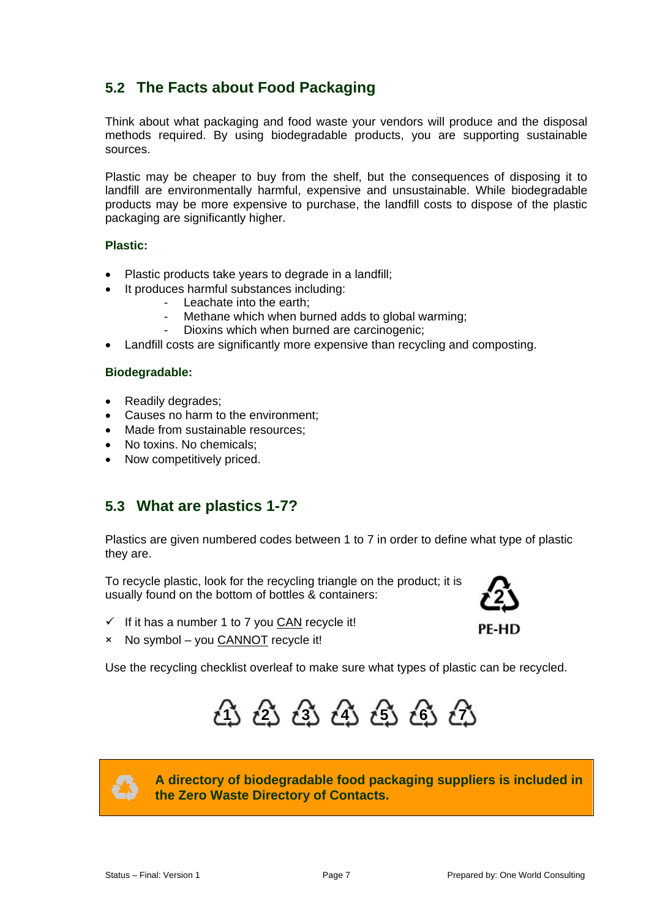## 5.2 The Facts about Food Packaging

Think about what packaging and food waste your vendors will produce and the disposal methods required. By using biodegradable products, you are supporting sustainable sources.

Plastic may be cheaper to buy from the shelf, but the consequences of disposing it to landfill are environmentally harmful, expensive and unsustainable. While biodegradable products may be more expensive to purchase, the landfill costs to dispose of the plastic packaging are significantly higher.

**Plastic:**

- Plastic products take years to degrade in a landfill;
- It produces harmful substances including:
  - Leachate into the earth;
  - Methane which when burned adds to global warming;
  - Dioxins which when burned are carcinogenic;
- Landfill costs are significantly more expensive than recycling and composting.

**Biodegradable:**

- Readily degrades;
- Causes no harm to the environment;
- Made from sustainable resources;
- No toxins. No chemicals;
- Now competitively priced.

## 5.3 What are plastics 1-7?

Plastics are given numbered codes between 1 to 7 in order to define what type of plastic they are.

To recycle plastic, look for the recycling triangle on the product; it is usually found on the bottom of bottles & containers:

PE-HD

- ✓ If it has a number 1 to 7 you <u>CAN</u> recycle it!
- × No symbol – you <u>CANNOT</u> recycle it!

Use the recycling checklist overleaf to make sure what types of plastic can be recycled.

**A directory of biodegradable food packaging suppliers is included in the Zero Waste Directory of Contacts.**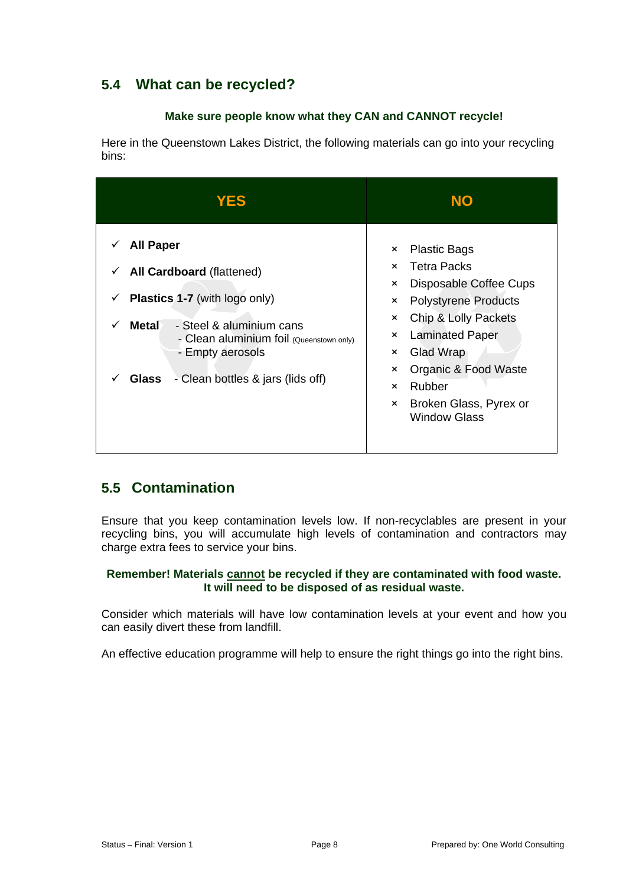## 5.4 What can be recycled?

**Make sure people know what they CAN and CANNOT recycle!**

Here in the Queenstown Lakes District, the following materials can go into your recycling bins:

| YES | NO |
|---|---|
| ✓ **All Paper**<br>✓ **All Cardboard** (flattened)<br>✓ **Plastics 1-7** (with logo only)<br>✓ **Metal** - Steel & aluminium cans<br>- Clean aluminium foil (Queenstown only)<br>- Empty aerosols<br>✓ **Glass** - Clean bottles & jars (lids off) | × Plastic Bags<br>× Tetra Packs<br>× Disposable Coffee Cups<br>× Polystyrene Products<br>× Chip & Lolly Packets<br>× Laminated Paper<br>× Glad Wrap<br>× Organic & Food Waste<br>× Rubber<br>× Broken Glass, Pyrex or Window Glass |

## 5.5 Contamination

Ensure that you keep contamination levels low. If non-recyclables are present in your recycling bins, you will accumulate high levels of contamination and contractors may charge extra fees to service your bins.

**Remember! Materials <u>cannot</u> be recycled if they are contaminated with food waste. It will need to be disposed of as residual waste.**

Consider which materials will have low contamination levels at your event and how you can easily divert these from landfill.

An effective education programme will help to ensure the right things go into the right bins.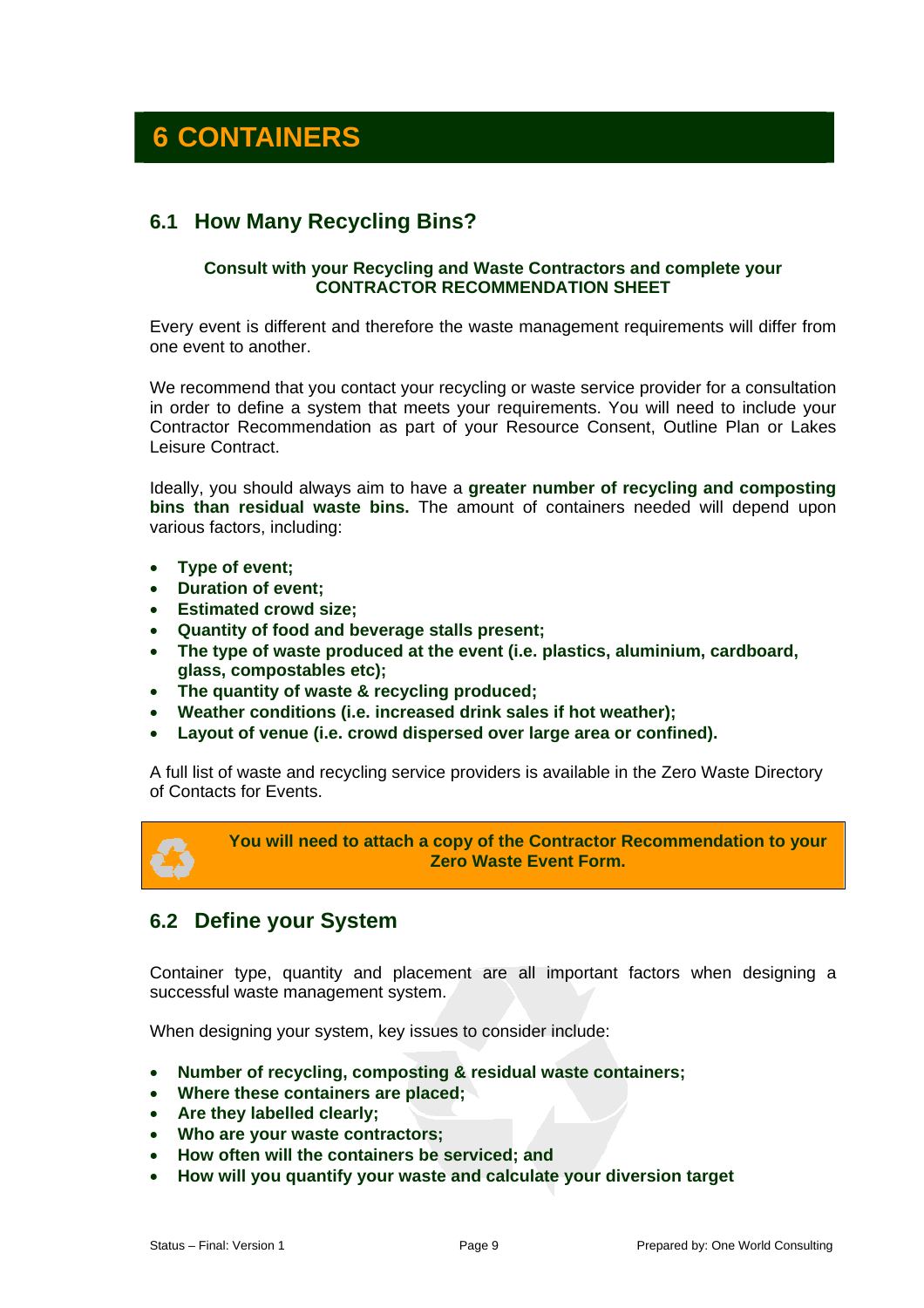# 6 CONTAINERS

## 6.1 How Many Recycling Bins?

**Consult with your Recycling and Waste Contractors and complete your CONTRACTOR RECOMMENDATION SHEET**

Every event is different and therefore the waste management requirements will differ from one event to another.

We recommend that you contact your recycling or waste service provider for a consultation in order to define a system that meets your requirements. You will need to include your Contractor Recommendation as part of your Resource Consent, Outline Plan or Lakes Leisure Contract.

Ideally, you should always aim to have a **greater number of recycling and composting bins than residual waste bins.** The amount of containers needed will depend upon various factors, including:

- **Type of event;**
- **Duration of event;**
- **Estimated crowd size;**
- **Quantity of food and beverage stalls present;**
- **The type of waste produced at the event (i.e. plastics, aluminium, cardboard, glass, compostables etc);**
- **The quantity of waste & recycling produced;**
- **Weather conditions (i.e. increased drink sales if hot weather);**
- **Layout of venue (i.e. crowd dispersed over large area or confined).**

A full list of waste and recycling service providers is available in the Zero Waste Directory of Contacts for Events.

**You will need to attach a copy of the Contractor Recommendation to your Zero Waste Event Form.**

## 6.2 Define your System

Container type, quantity and placement are all important factors when designing a successful waste management system.

When designing your system, key issues to consider include:

- **Number of recycling, composting & residual waste containers;**
- **Where these containers are placed;**
- **Are they labelled clearly;**
- **Who are your waste contractors;**
- **How often will the containers be serviced; and**
- **How will you quantify your waste and calculate your diversion target**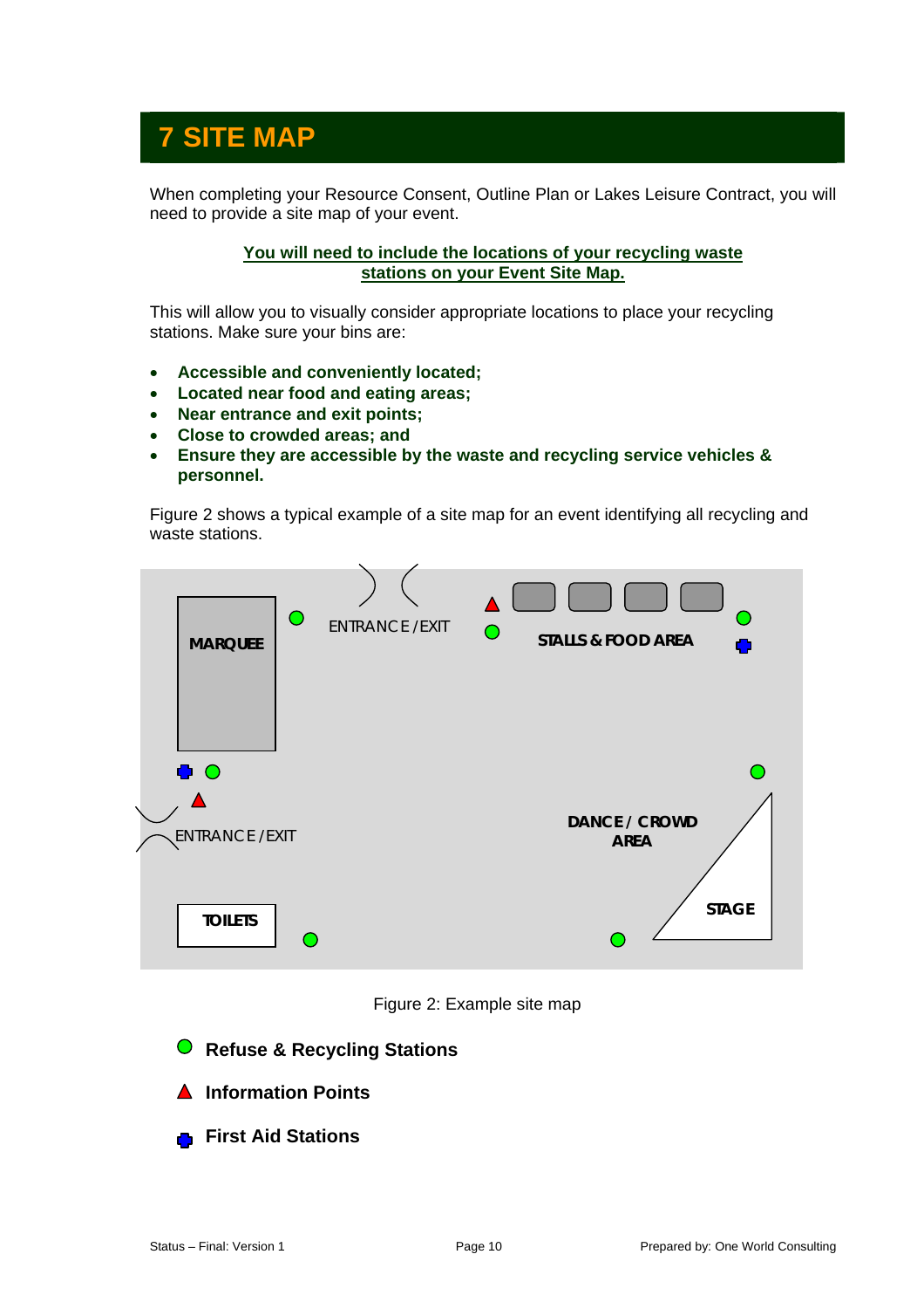# 7 SITE MAP

When completing your Resource Consent, Outline Plan or Lakes Leisure Contract, you will need to provide a site map of your event.

**You will need to include the locations of your recycling waste stations on your Event Site Map.**

This will allow you to visually consider appropriate locations to place your recycling stations. Make sure your bins are:

- **Accessible and conveniently located;**
- **Located near food and eating areas;**
- **Near entrance and exit points;**
- **Close to crowded areas; and**
- **Ensure they are accessible by the waste and recycling service vehicles & personnel.**

Figure 2 shows a typical example of a site map for an event identifying all recycling and waste stations.

MARQUEE

ENTRANCE / EXIT

STALLS & FOOD AREA

ENTRANCE / EXIT

DANCE / CROWD AREA

STAGE

TOILETS

Figure 2: Example site map

**Refuse & Recycling Stations**

**Information Points**

**First Aid Stations**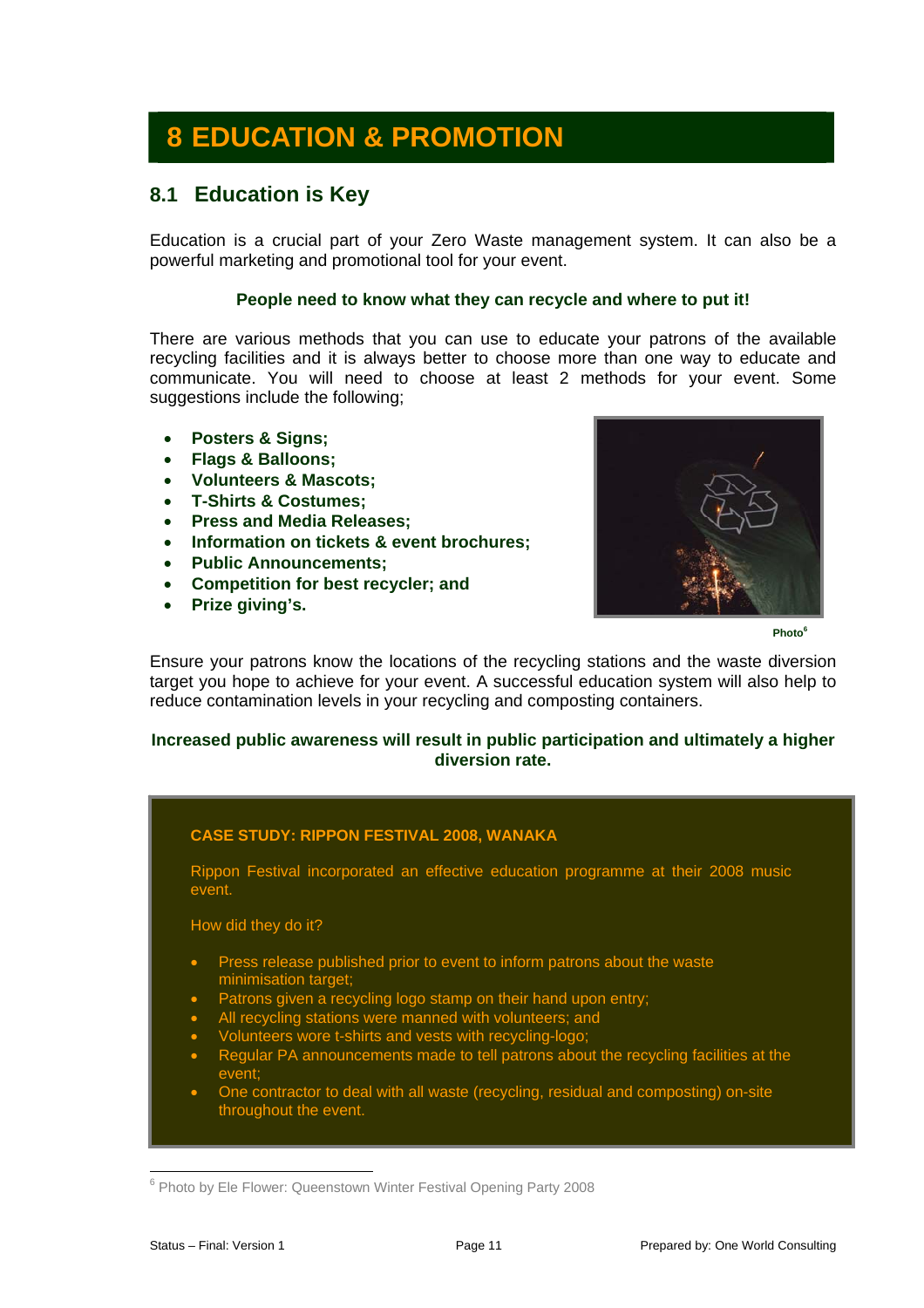# 8 EDUCATION & PROMOTION

## 8.1 Education is Key

Education is a crucial part of your Zero Waste management system. It can also be a powerful marketing and promotional tool for your event.

**People need to know what they can recycle and where to put it!**

There are various methods that you can use to educate your patrons of the available recycling facilities and it is always better to choose more than one way to educate and communicate. You will need to choose at least 2 methods for your event. Some suggestions include the following;

- **Posters & Signs;**
- **Flags & Balloons;**
- **Volunteers & Mascots;**
- **T-Shirts & Costumes;**
- **Press and Media Releases;**
- **Information on tickets & event brochures;**
- **Public Announcements;**
- **Competition for best recycler; and**
- **Prize giving's.**

**Photo[6]**

Ensure your patrons know the locations of the recycling stations and the waste diversion target you hope to achieve for your event. A successful education system will also help to reduce contamination levels in your recycling and composting containers.

**Increased public awareness will result in public participation and ultimately a higher diversion rate.**

**CASE STUDY: RIPPON FESTIVAL 2008, WANAKA**

Rippon Festival incorporated an effective education programme at their 2008 music event.

How did they do it?

- Press release published prior to event to inform patrons about the waste minimisation target;
- Patrons given a recycling logo stamp on their hand upon entry;
- All recycling stations were manned with volunteers; and
- Volunteers wore t-shirts and vests with recycling-logo;
- Regular PA announcements made to tell patrons about the recycling facilities at the event;
- One contractor to deal with all waste (recycling, residual and composting) on-site throughout the event.

[6] Photo by Ele Flower: Queenstown Winter Festival Opening Party 2008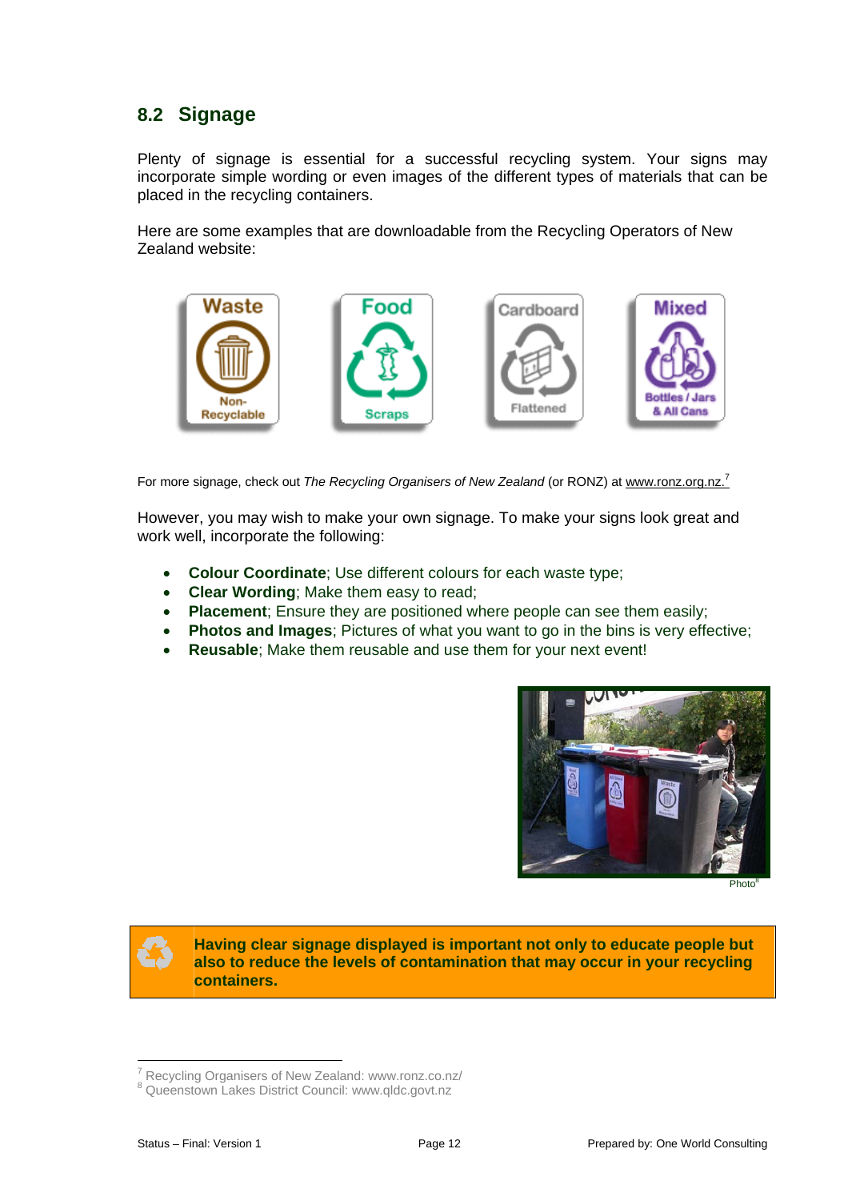## 8.2 Signage

Plenty of signage is essential for a successful recycling system. Your signs may incorporate simple wording or even images of the different types of materials that can be placed in the recycling containers.

Here are some examples that are downloadable from the Recycling Operators of New Zealand website:

For more signage, check out *The Recycling Organisers of New Zealand* (or RONZ) at www.ronz.org.nz.[7]

However, you may wish to make your own signage. To make your signs look great and work well, incorporate the following:

- **Colour Coordinate**; Use different colours for each waste type;
- **Clear Wording**; Make them easy to read;
- **Placement**; Ensure they are positioned where people can see them easily;
- **Photos and Images**; Pictures of what you want to go in the bins is very effective;
- **Reusable**; Make them reusable and use them for your next event!

Photo[8]

**Having clear signage displayed is important not only to educate people but also to reduce the levels of contamination that may occur in your recycling containers.**

---

[7] Recycling Organisers of New Zealand: www.ronz.co.nz/

[8] Queenstown Lakes District Council: www.qldc.govt.nz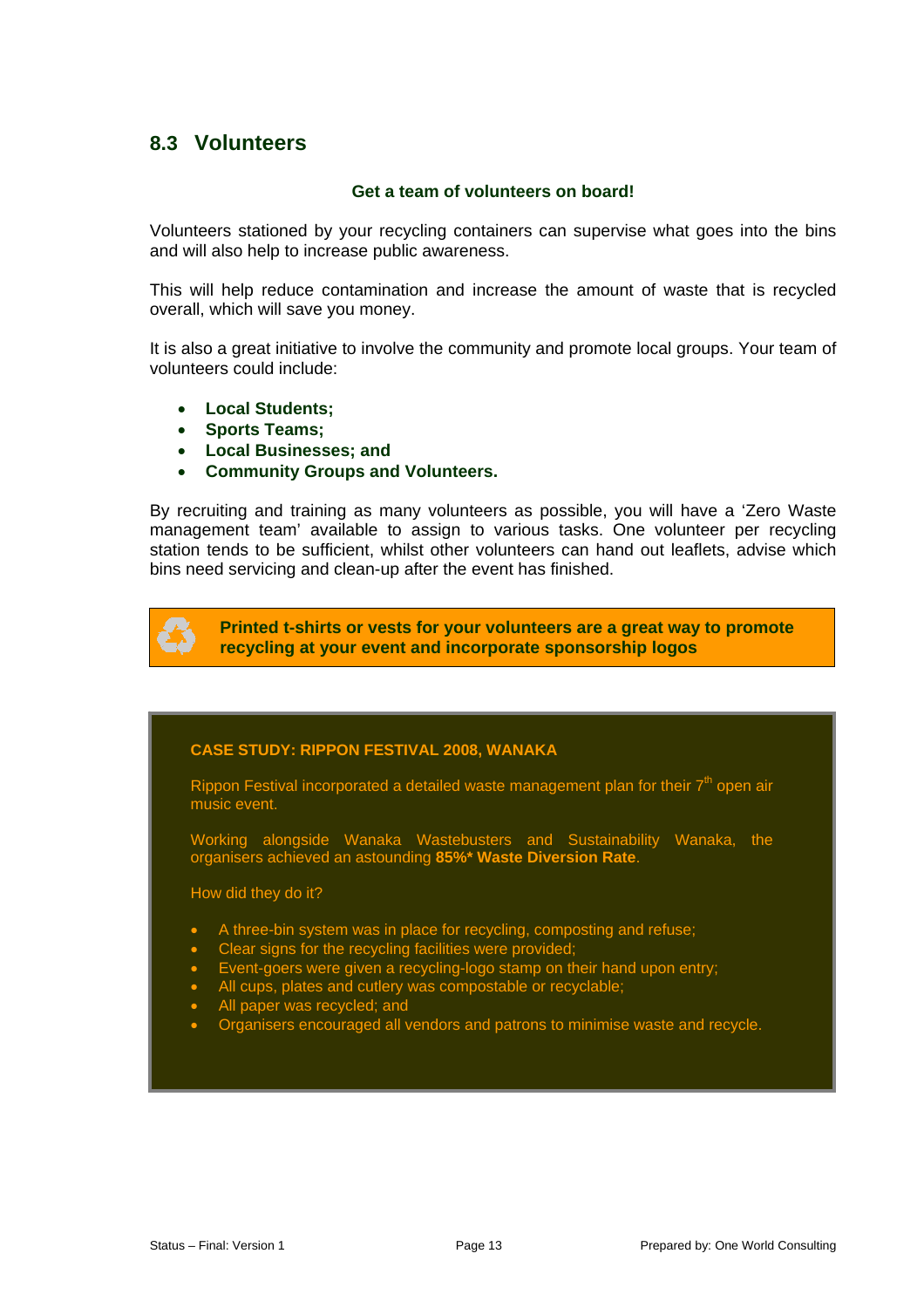## 8.3 Volunteers

**Get a team of volunteers on board!**

Volunteers stationed by your recycling containers can supervise what goes into the bins and will also help to increase public awareness.

This will help reduce contamination and increase the amount of waste that is recycled overall, which will save you money.

It is also a great initiative to involve the community and promote local groups. Your team of volunteers could include:

- **Local Students;**
- **Sports Teams;**
- **Local Businesses; and**
- **Community Groups and Volunteers.**

By recruiting and training as many volunteers as possible, you will have a 'Zero Waste management team' available to assign to various tasks. One volunteer per recycling station tends to be sufficient, whilst other volunteers can hand out leaflets, advise which bins need servicing and clean-up after the event has finished.

**Printed t-shirts or vests for your volunteers are a great way to promote recycling at your event and incorporate sponsorship logos**

**CASE STUDY: RIPPON FESTIVAL 2008, WANAKA**

Rippon Festival incorporated a detailed waste management plan for their 7th open air music event.

Working alongside Wanaka Wastebusters and Sustainability Wanaka, the organisers achieved an astounding **85%* Waste Diversion Rate**.

How did they do it?

- A three-bin system was in place for recycling, composting and refuse;
- Clear signs for the recycling facilities were provided;
- Event-goers were given a recycling-logo stamp on their hand upon entry;
- All cups, plates and cutlery was compostable or recyclable;
- All paper was recycled; and
- Organisers encouraged all vendors and patrons to minimise waste and recycle.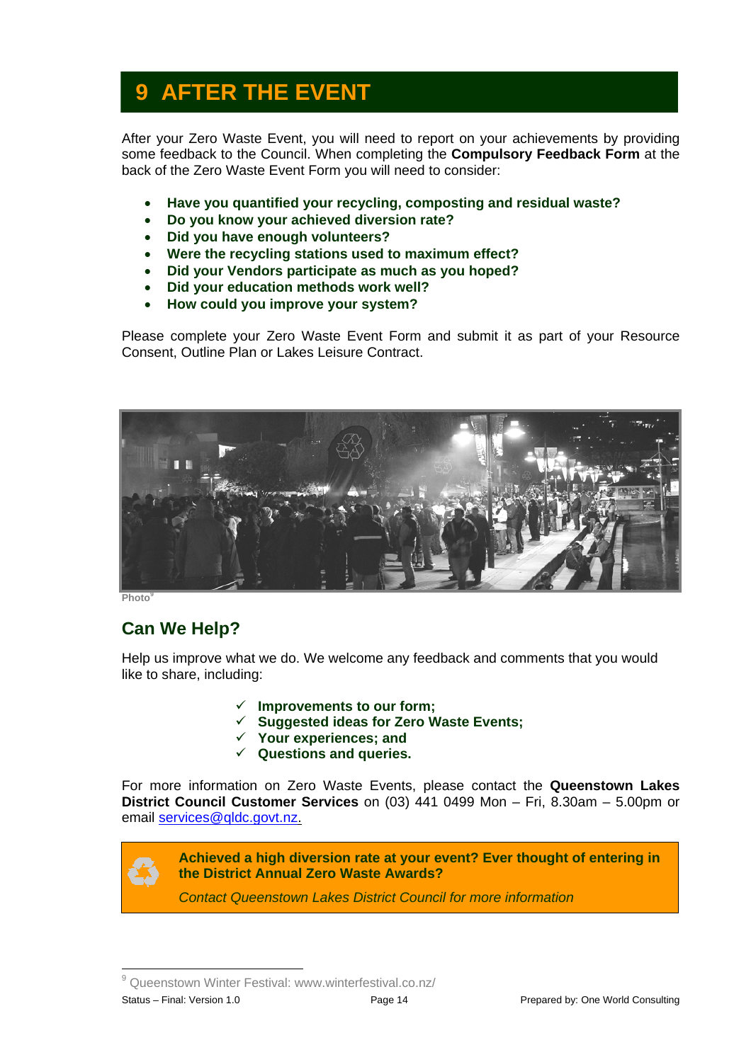# 9 AFTER THE EVENT

After your Zero Waste Event, you will need to report on your achievements by providing some feedback to the Council. When completing the **Compulsory Feedback Form** at the back of the Zero Waste Event Form you will need to consider:

- **Have you quantified your recycling, composting and residual waste?**
- **Do you know your achieved diversion rate?**
- **Did you have enough volunteers?**
- **Were the recycling stations used to maximum effect?**
- **Did your Vendors participate as much as you hoped?**
- **Did your education methods work well?**
- **How could you improve your system?**

Please complete your Zero Waste Event Form and submit it as part of your Resource Consent, Outline Plan or Lakes Leisure Contract.

Photo[9]

## Can We Help?

Help us improve what we do. We welcome any feedback and comments that you would like to share, including:

- ✓ **Improvements to our form;**
- ✓ **Suggested ideas for Zero Waste Events;**
- ✓ **Your experiences; and**
- ✓ **Questions and queries.**

For more information on Zero Waste Events, please contact the **Queenstown Lakes District Council Customer Services** on (03) 441 0499 Mon – Fri, 8.30am – 5.00pm or email services@qldc.govt.nz.

**Achieved a high diversion rate at your event? Ever thought of entering in the District Annual Zero Waste Awards?**

*Contact Queenstown Lakes District Council for more information*

---

[9] Queenstown Winter Festival: www.winterfestival.co.nz/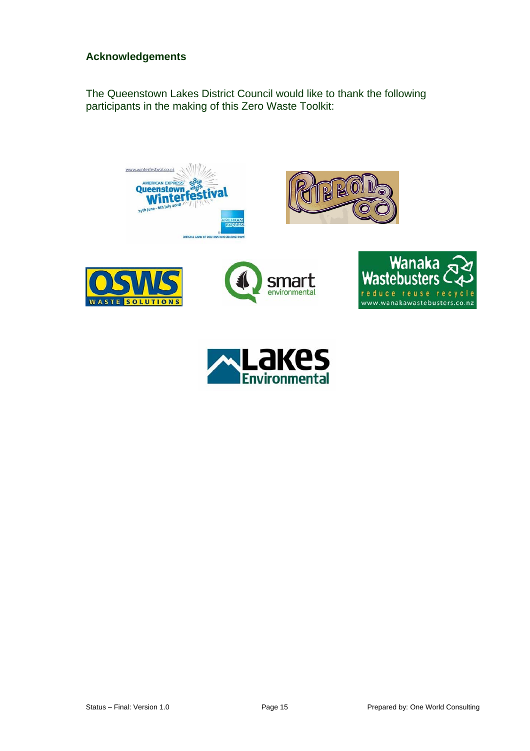## Acknowledgements

The Queenstown Lakes District Council would like to thank the following participants in the making of this Zero Waste Toolkit: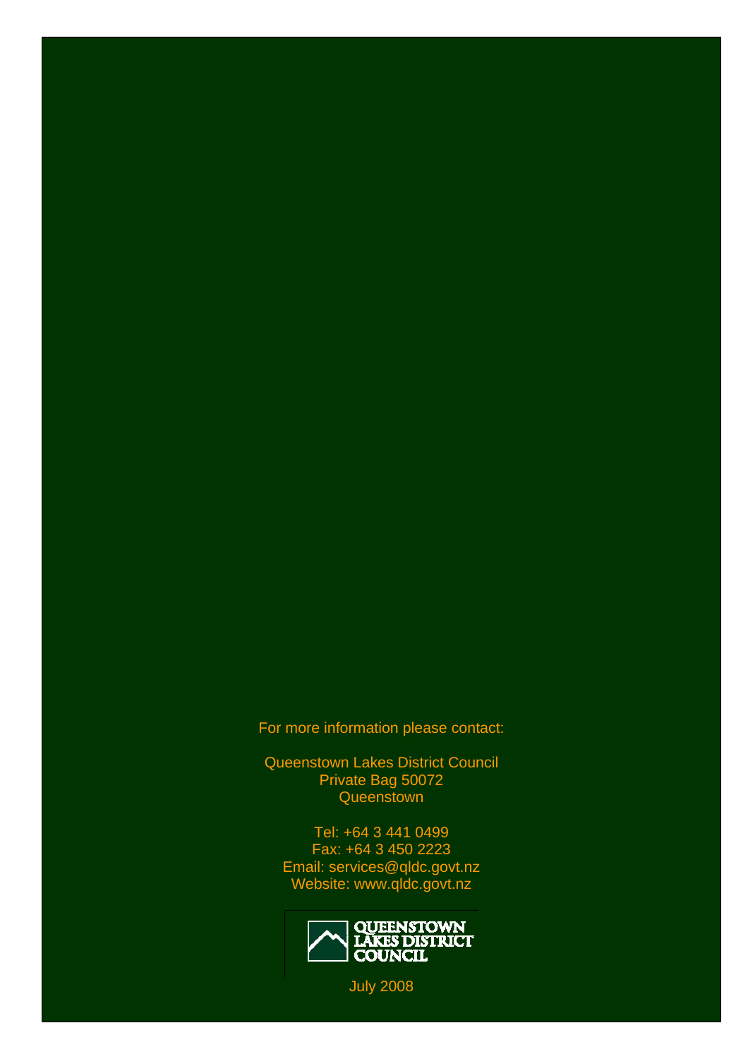For more information please contact:

Queenstown Lakes District Council
Private Bag 50072
Queenstown

Tel: +64 3 441 0499
Fax: +64 3 450 2223
Email: services@qldc.govt.nz
Website: www.qldc.govt.nz

QUEENSTOWN LAKES DISTRICT COUNCIL

July 2008